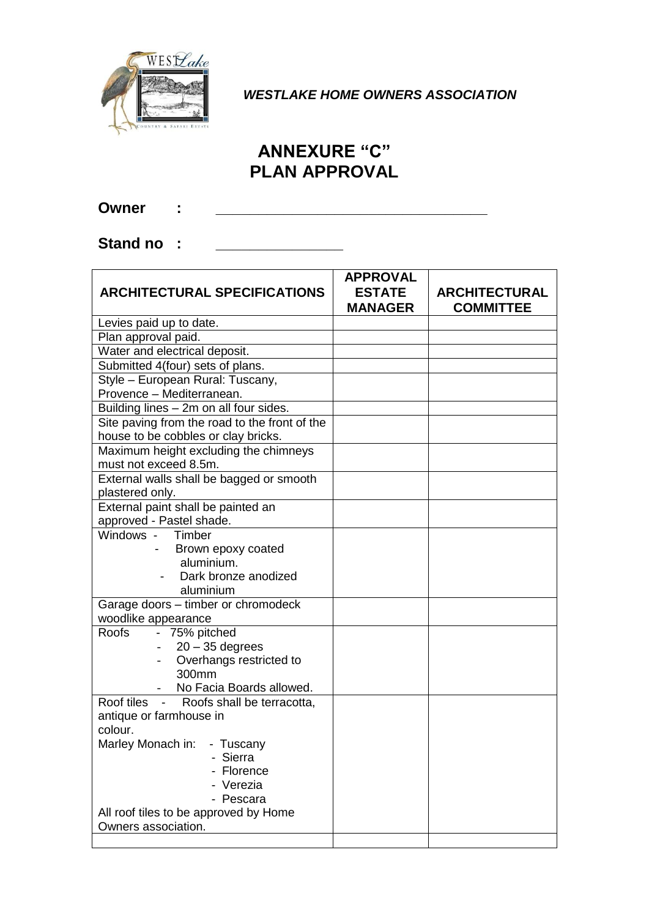***WESTLAKE HOME OWNERS ASSOCIATION***

# ANNEXURE "C"
# PLAN APPROVAL

**Owner :** ________________________________

**Stand no :** _______________

| ARCHITECTURAL SPECIFICATIONS | APPROVAL ESTATE MANAGER | ARCHITECTURAL COMMITTEE |
|---|---|---|
| Levies paid up to date. | | |
| Plan approval paid. | | |
| Water and electrical deposit. | | |
| Submitted 4(four) sets of plans. | | |
| Style – European Rural: Tuscany, Provence – Mediterranean. | | |
| Building lines – 2m on all four sides. | | |
| Site paving from the road to the front of the house to be cobbles or clay bricks. | | |
| Maximum height excluding the chimneys must not exceed 8.5m. | | |
| External walls shall be bagged or smooth plastered only. | | |
| External paint shall be painted an approved - Pastel shade. | | |
| Windows - Timber<br>- Brown epoxy coated aluminium.<br>- Dark bronze anodized aluminium | | |
| Garage doors – timber or chromodeck woodlike appearance | | |
| Roofs - 75% pitched<br>- 20 – 35 degrees<br>- Overhangs restricted to 300mm<br>- No Facia Boards allowed. | | |
| Roof tiles - Roofs shall be terracotta, antique or farmhouse in colour.<br>Marley Monach in: - Tuscany<br>- Sierra<br>- Florence<br>- Verezia<br>- Pescara<br>All roof tiles to be approved by Home Owners association. | | |
| | | |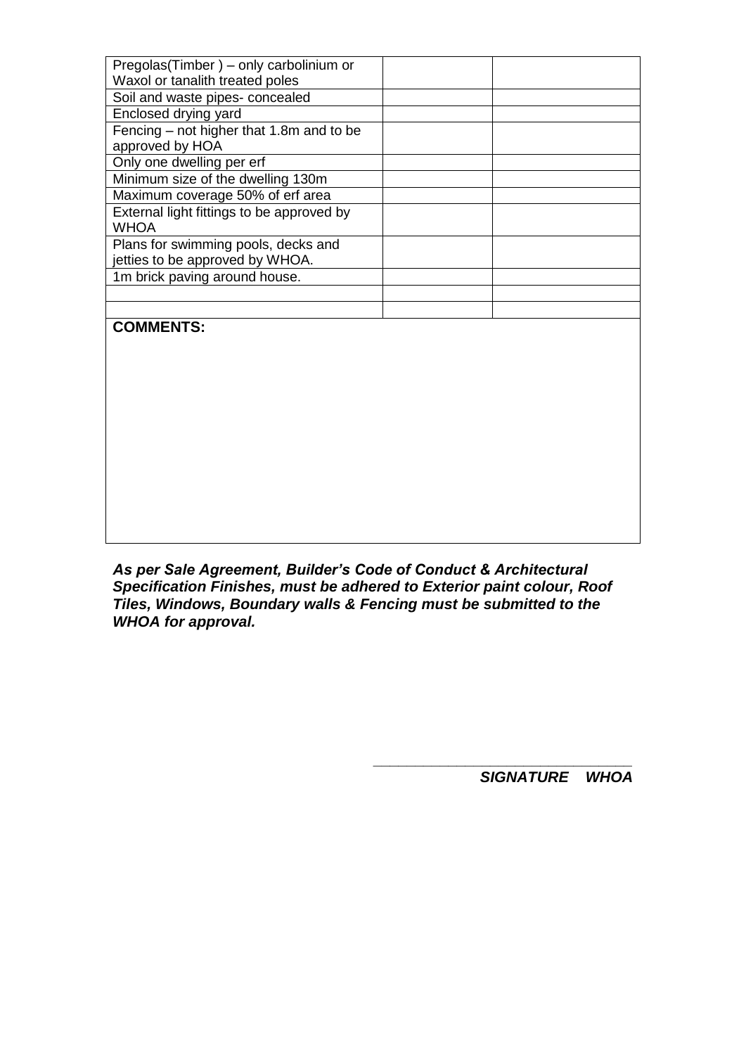| | | |
|---|---|---|
| Pregolas(Timber ) – only carbolinium or Waxol or tanalith treated poles | | |
| Soil and waste pipes- concealed | | |
| Enclosed drying yard | | |
| Fencing – not higher that 1.8m and to be approved by HOA | | |
| Only one dwelling per erf | | |
| Minimum size of the dwelling 130m | | |
| Maximum coverage 50% of erf area | | |
| External light fittings to be approved by WHOA | | |
| Plans for swimming pools, decks and jetties to be approved by WHOA. | | |
| 1m brick paving around house. | | |
| | | |
| | | |

**COMMENTS:**

***As per Sale Agreement, Builder's Code of Conduct & Architectural Specification Finishes, must be adhered to Exterior paint colour, Roof Tiles, Windows, Boundary walls & Fencing must be submitted to the WHOA for approval.***

_______________________________

***SIGNATURE WHOA***